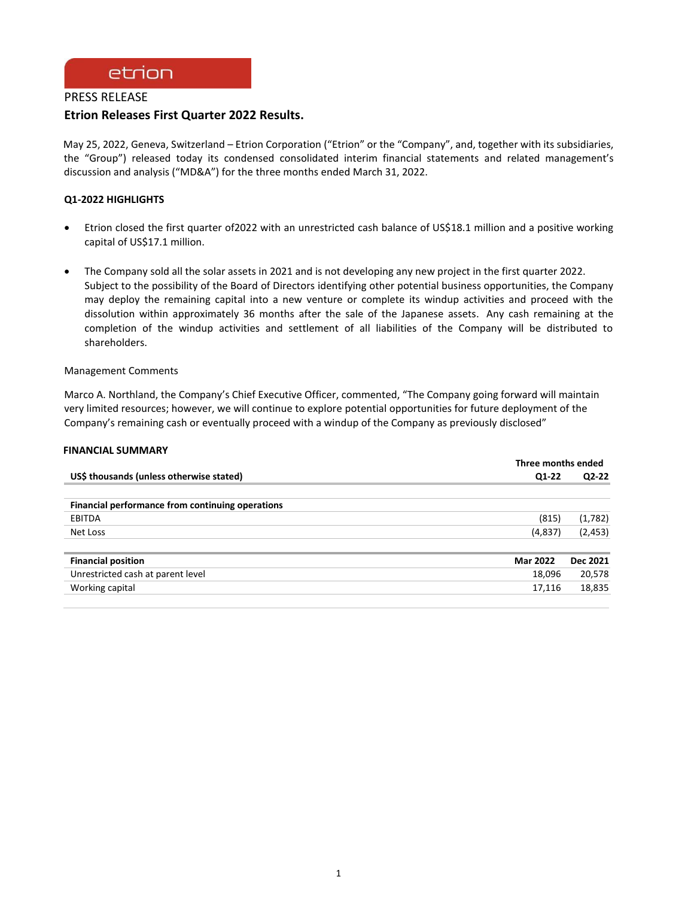etrion

PRESS RELEASE

## Etrion Releases First Quarter 2022 Results.

May 25, 2022, Geneva, Switzerland – Etrion Corporation ("Etrion" or the "Company", and, together with its subsidiaries, the "Group") released today its condensed consolidated interim financial statements and related management's discussion and analysis ("MD&A") for the three months ended March 31, 2022.

### Q1-2022 HIGHLIGHTS

- Etrion closed the first quarter of2022 with an unrestricted cash balance of US$18.1 million and a positive working capital of US$17.1 million.
- The Company sold all the solar assets in 2021 and is not developing any new project in the first quarter 2022. Subject to the possibility of the Board of Directors identifying other potential business opportunities, the Company may deploy the remaining capital into a new venture or complete its windup activities and proceed with the dissolution within approximately 36 months after the sale of the Japanese assets. Any cash remaining at the completion of the windup activities and settlement of all liabilities of the Company will be distributed to shareholders.

Management Comments

Marco A. Northland, the Company's Chief Executive Officer, commented, "The Company going forward will maintain very limited resources; however, we will continue to explore potential opportunities for future deployment of the Company's remaining cash or eventually proceed with a windup of the Company as previously disclosed"

### FINANCIAL SUMMARY

| US$ thousands (unless otherwise stated) | Three months ended Q1-22 | Q2-22 |
|---|---|---|
| **Financial performance from continuing operations** | | |
| EBITDA | (815) | (1,782) |
| Net Loss | (4,837) | (2,453) |
| **Financial position** | **Mar 2022** | **Dec 2021** |
| Unrestricted cash at parent level | 18,096 | 20,578 |
| Working capital | 17,116 | 18,835 |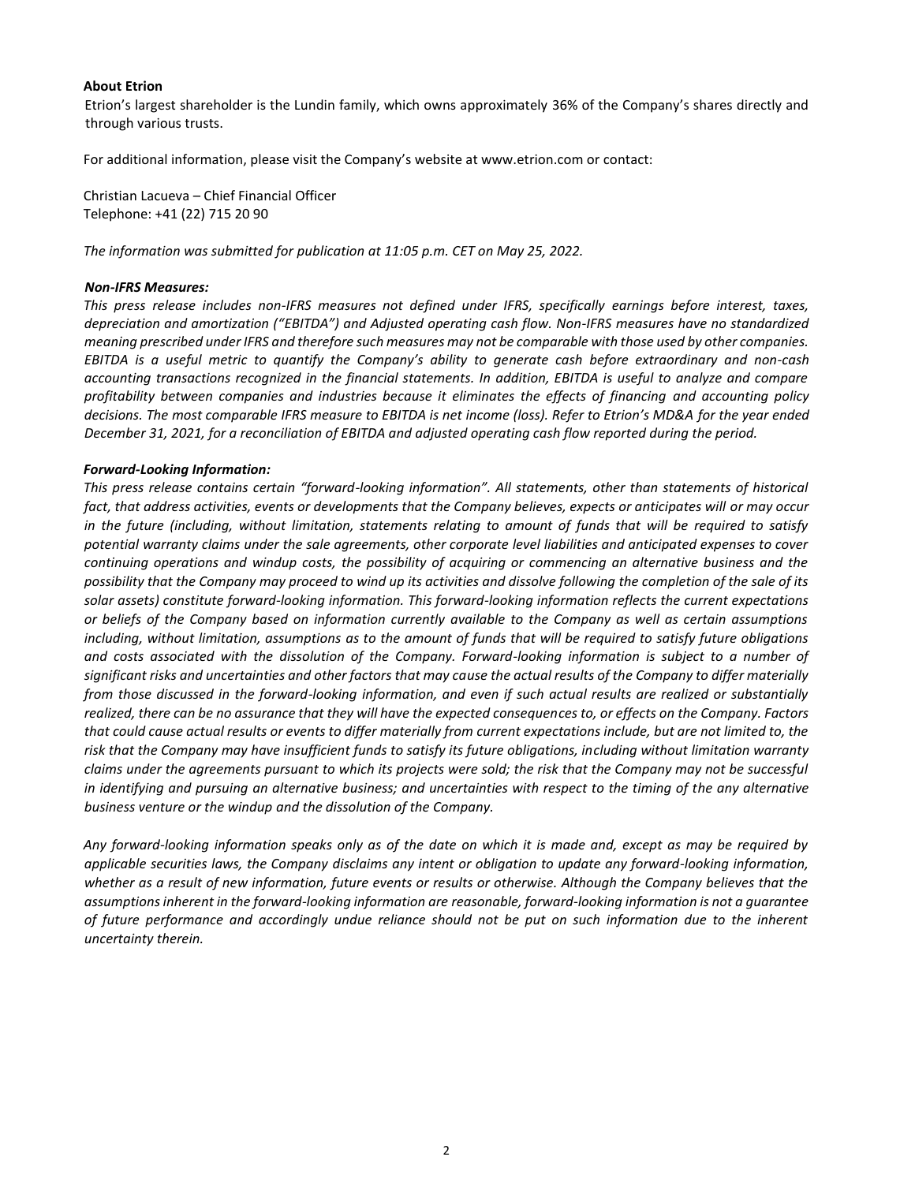**About Etrion**

Etrion's largest shareholder is the Lundin family, which owns approximately 36% of the Company's shares directly and through various trusts.

For additional information, please visit the Company's website at www.etrion.com or contact:

Christian Lacueva – Chief Financial Officer
Telephone: +41 (22) 715 20 90

*The information was submitted for publication at 11:05 p.m. CET on May 25, 2022.*

***Non-IFRS Measures:***

*This press release includes non-IFRS measures not defined under IFRS, specifically earnings before interest, taxes, depreciation and amortization ("EBITDA") and Adjusted operating cash flow. Non-IFRS measures have no standardized meaning prescribed under IFRS and therefore such measures may not be comparable with those used by other companies. EBITDA is a useful metric to quantify the Company's ability to generate cash before extraordinary and non-cash accounting transactions recognized in the financial statements. In addition, EBITDA is useful to analyze and compare profitability between companies and industries because it eliminates the effects of financing and accounting policy decisions. The most comparable IFRS measure to EBITDA is net income (loss). Refer to Etrion's MD&A for the year ended December 31, 2021, for a reconciliation of EBITDA and adjusted operating cash flow reported during the period.*

***Forward-Looking Information:***

*This press release contains certain "forward-looking information". All statements, other than statements of historical fact, that address activities, events or developments that the Company believes, expects or anticipates will or may occur in the future (including, without limitation, statements relating to amount of funds that will be required to satisfy potential warranty claims under the sale agreements, other corporate level liabilities and anticipated expenses to cover continuing operations and windup costs, the possibility of acquiring or commencing an alternative business and the possibility that the Company may proceed to wind up its activities and dissolve following the completion of the sale of its solar assets) constitute forward-looking information. This forward-looking information reflects the current expectations or beliefs of the Company based on information currently available to the Company as well as certain assumptions including, without limitation, assumptions as to the amount of funds that will be required to satisfy future obligations and costs associated with the dissolution of the Company. Forward-looking information is subject to a number of significant risks and uncertainties and other factors that may cause the actual results of the Company to differ materially from those discussed in the forward-looking information, and even if such actual results are realized or substantially realized, there can be no assurance that they will have the expected consequences to, or effects on the Company. Factors that could cause actual results or events to differ materially from current expectations include, but are not limited to, the risk that the Company may have insufficient funds to satisfy its future obligations, including without limitation warranty claims under the agreements pursuant to which its projects were sold; the risk that the Company may not be successful in identifying and pursuing an alternative business; and uncertainties with respect to the timing of the any alternative business venture or the windup and the dissolution of the Company.*

*Any forward-looking information speaks only as of the date on which it is made and, except as may be required by applicable securities laws, the Company disclaims any intent or obligation to update any forward-looking information, whether as a result of new information, future events or results or otherwise. Although the Company believes that the assumptions inherent in the forward-looking information are reasonable, forward-looking information is not a guarantee of future performance and accordingly undue reliance should not be put on such information due to the inherent uncertainty therein.*